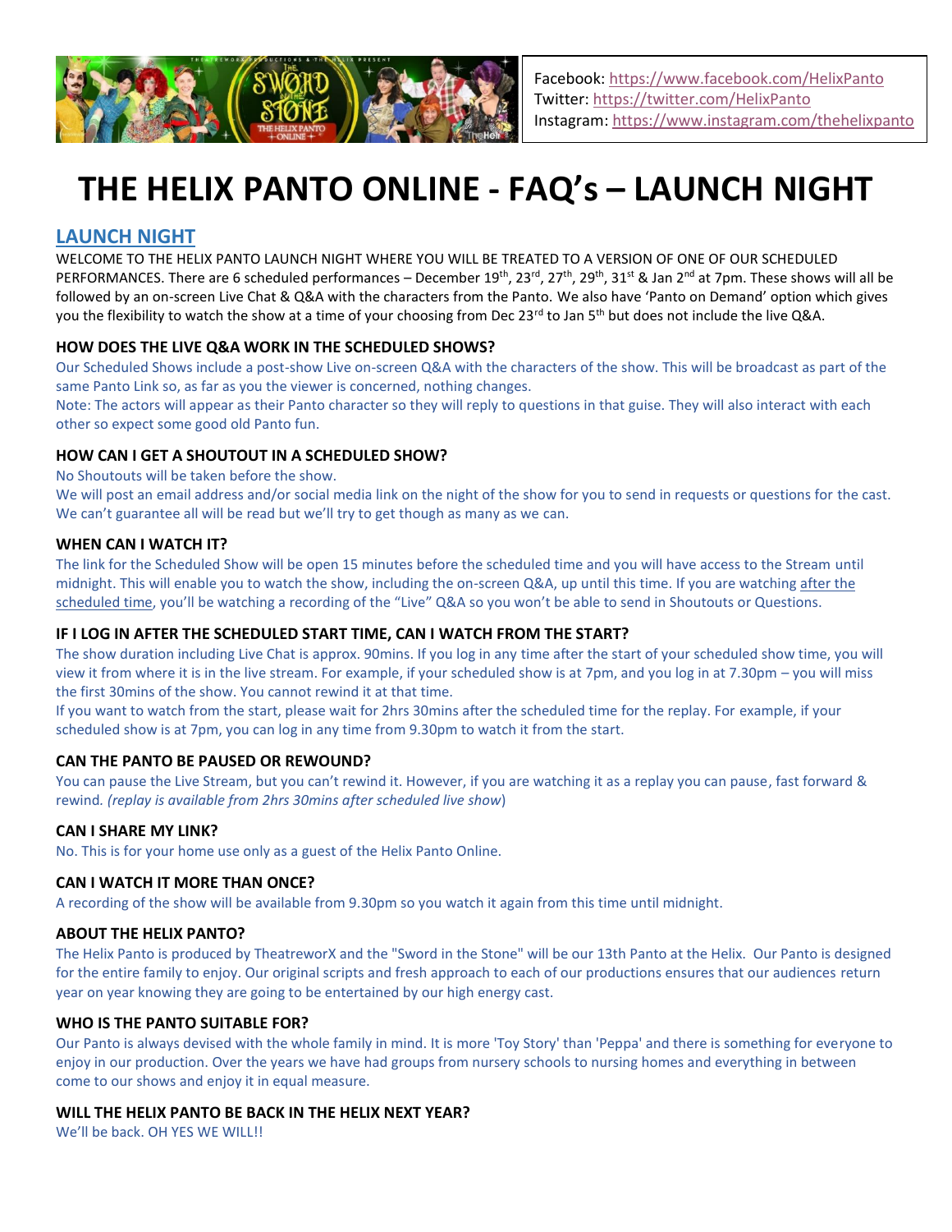Facebook: https://www.facebook.com/HelixPanto
Twitter: https://twitter.com/HelixPanto
Instagram: https://www.instagram.com/thehelixpanto

# THE HELIX PANTO ONLINE - FAQ's – LAUNCH NIGHT

## LAUNCH NIGHT

WELCOME TO THE HELIX PANTO LAUNCH NIGHT WHERE YOU WILL BE TREATED TO A VERSION OF ONE OF OUR SCHEDULED PERFORMANCES. There are 6 scheduled performances – December 19th, 23rd, 27th, 29th, 31st & Jan 2nd at 7pm. These shows will all be followed by an on-screen Live Chat & Q&A with the characters from the Panto. We also have 'Panto on Demand' option which gives you the flexibility to watch the show at a time of your choosing from Dec 23rd to Jan 5th but does not include the live Q&A.

### HOW DOES THE LIVE Q&A WORK IN THE SCHEDULED SHOWS?

Our Scheduled Shows include a post-show Live on-screen Q&A with the characters of the show. This will be broadcast as part of the same Panto Link so, as far as you the viewer is concerned, nothing changes.

Note: The actors will appear as their Panto character so they will reply to questions in that guise. They will also interact with each other so expect some good old Panto fun.

### HOW CAN I GET A SHOUTOUT IN A SCHEDULED SHOW?

No Shoutouts will be taken before the show.

We will post an email address and/or social media link on the night of the show for you to send in requests or questions for the cast. We can't guarantee all will be read but we'll try to get though as many as we can.

### WHEN CAN I WATCH IT?

The link for the Scheduled Show will be open 15 minutes before the scheduled time and you will have access to the Stream until midnight. This will enable you to watch the show, including the on-screen Q&A, up until this time. If you are watching after the scheduled time, you'll be watching a recording of the "Live" Q&A so you won't be able to send in Shoutouts or Questions.

### IF I LOG IN AFTER THE SCHEDULED START TIME, CAN I WATCH FROM THE START?

The show duration including Live Chat is approx. 90mins. If you log in any time after the start of your scheduled show time, you will view it from where it is in the live stream. For example, if your scheduled show is at 7pm, and you log in at 7.30pm – you will miss the first 30mins of the show. You cannot rewind it at that time.

If you want to watch from the start, please wait for 2hrs 30mins after the scheduled time for the replay. For example, if your scheduled show is at 7pm, you can log in any time from 9.30pm to watch it from the start.

### CAN THE PANTO BE PAUSED OR REWOUND?

You can pause the Live Stream, but you can't rewind it. However, if you are watching it as a replay you can pause, fast forward & rewind. *(replay is available from 2hrs 30mins after scheduled live show)*

### CAN I SHARE MY LINK?

No. This is for your home use only as a guest of the Helix Panto Online.

### CAN I WATCH IT MORE THAN ONCE?

A recording of the show will be available from 9.30pm so you watch it again from this time until midnight.

### ABOUT THE HELIX PANTO?

The Helix Panto is produced by TheatreworX and the "Sword in the Stone" will be our 13th Panto at the Helix. Our Panto is designed for the entire family to enjoy. Our original scripts and fresh approach to each of our productions ensures that our audiences return year on year knowing they are going to be entertained by our high energy cast.

### WHO IS THE PANTO SUITABLE FOR?

Our Panto is always devised with the whole family in mind. It is more 'Toy Story' than 'Peppa' and there is something for everyone to enjoy in our production. Over the years we have had groups from nursery schools to nursing homes and everything in between come to our shows and enjoy it in equal measure.

### WILL THE HELIX PANTO BE BACK IN THE HELIX NEXT YEAR?

We'll be back. OH YES WE WILL!!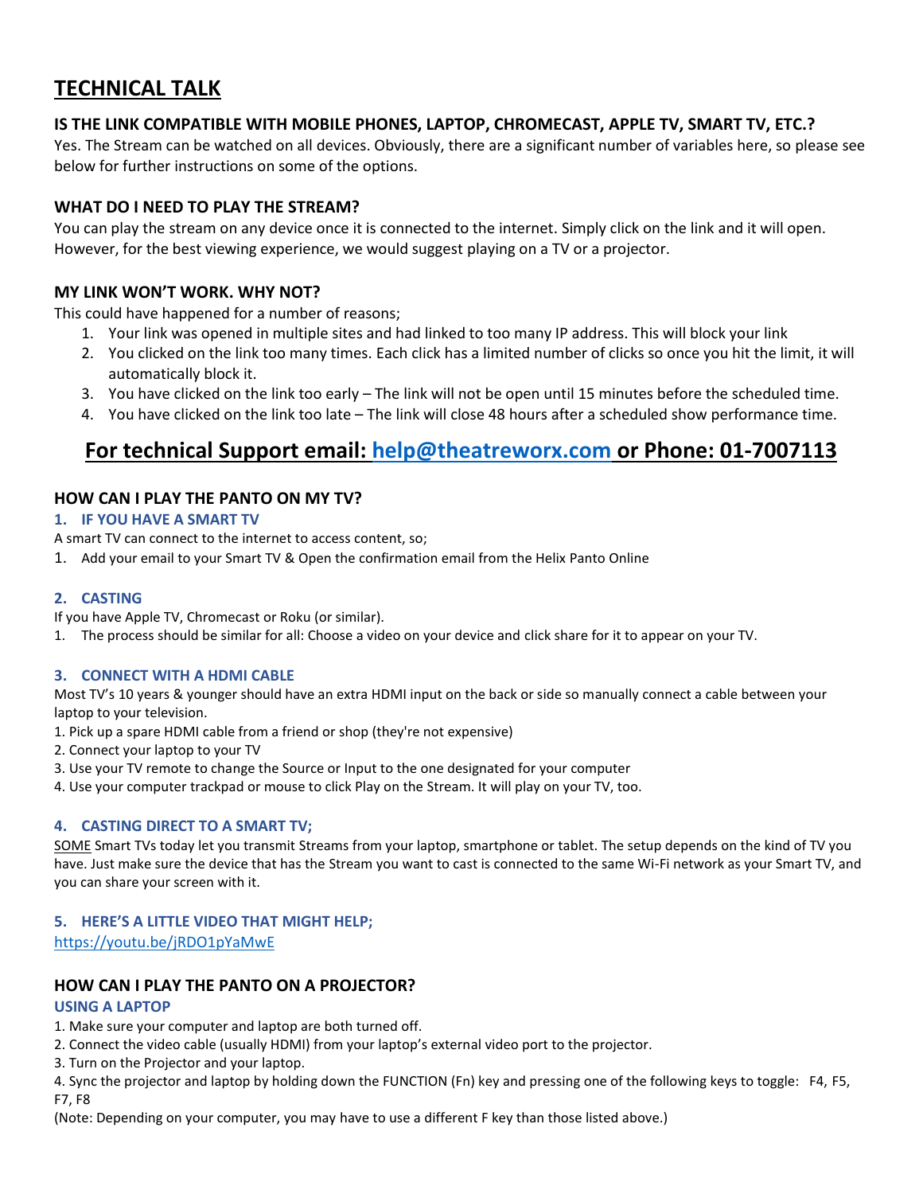# TECHNICAL TALK

### IS THE LINK COMPATIBLE WITH MOBILE PHONES, LAPTOP, CHROMECAST, APPLE TV, SMART TV, ETC.?

Yes. The Stream can be watched on all devices. Obviously, there are a significant number of variables here, so please see below for further instructions on some of the options.

### WHAT DO I NEED TO PLAY THE STREAM?

You can play the stream on any device once it is connected to the internet. Simply click on the link and it will open. However, for the best viewing experience, we would suggest playing on a TV or a projector.

### MY LINK WON'T WORK. WHY NOT?

This could have happened for a number of reasons;

1. Your link was opened in multiple sites and had linked to too many IP address. This will block your link
2. You clicked on the link too many times. Each click has a limited number of clicks so once you hit the limit, it will automatically block it.
3. You have clicked on the link too early – The link will not be open until 15 minutes before the scheduled time.
4. You have clicked on the link too late – The link will close 48 hours after a scheduled show performance time.

## **For technical Support email: help@theatreworx.com or Phone: 01-7007113**

### HOW CAN I PLAY THE PANTO ON MY TV?

#### 1. IF YOU HAVE A SMART TV

A smart TV can connect to the internet to access content, so;

1. Add your email to your Smart TV & Open the confirmation email from the Helix Panto Online

#### 2. CASTING

If you have Apple TV, Chromecast or Roku (or similar).

1. The process should be similar for all: Choose a video on your device and click share for it to appear on your TV.

#### 3. CONNECT WITH A HDMI CABLE

Most TV's 10 years & younger should have an extra HDMI input on the back or side so manually connect a cable between your laptop to your television.

1. Pick up a spare HDMI cable from a friend or shop (they're not expensive)
2. Connect your laptop to your TV
3. Use your TV remote to change the Source or Input to the one designated for your computer
4. Use your computer trackpad or mouse to click Play on the Stream. It will play on your TV, too.

#### 4. CASTING DIRECT TO A SMART TV;

SOME Smart TVs today let you transmit Streams from your laptop, smartphone or tablet. The setup depends on the kind of TV you have. Just make sure the device that has the Stream you want to cast is connected to the same Wi-Fi network as your Smart TV, and you can share your screen with it.

#### 5. HERE'S A LITTLE VIDEO THAT MIGHT HELP;

https://youtu.be/jRDO1pYaMwE

### HOW CAN I PLAY THE PANTO ON A PROJECTOR?

#### USING A LAPTOP

1. Make sure your computer and laptop are both turned off.
2. Connect the video cable (usually HDMI) from your laptop's external video port to the projector.
3. Turn on the Projector and your laptop.
4. Sync the projector and laptop by holding down the FUNCTION (Fn) key and pressing one of the following keys to toggle: F4, F5, F7, F8

(Note: Depending on your computer, you may have to use a different F key than those listed above.)